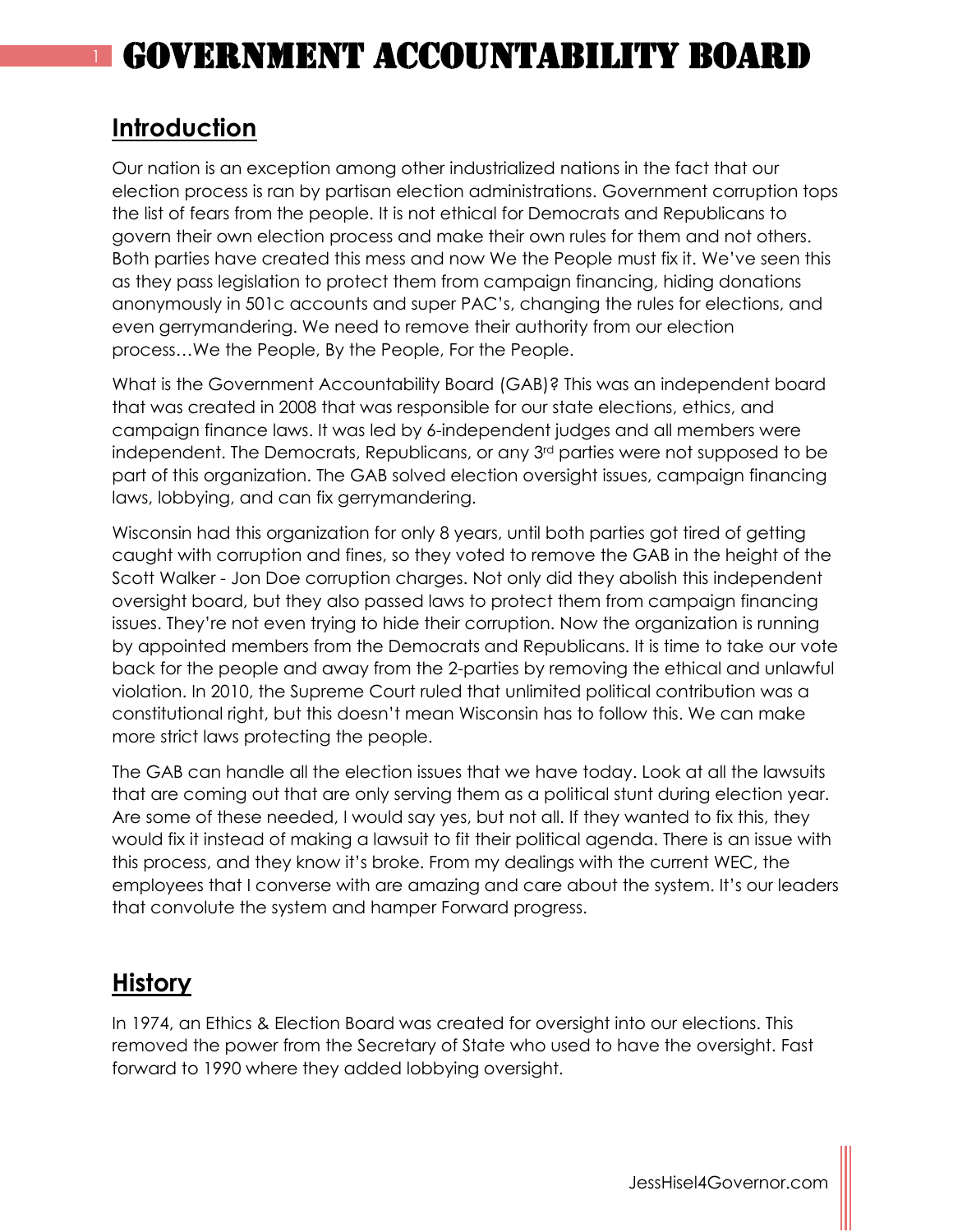# GOVERNMENT ACCOUNTABILITY BOARD

## Introduction

Our nation is an exception among other industrialized nations in the fact that our election process is ran by partisan election administrations. Government corruption tops the list of fears from the people. It is not ethical for Democrats and Republicans to govern their own election process and make their own rules for them and not others. Both parties have created this mess and now We the People must fix it. We've seen this as they pass legislation to protect them from campaign financing, hiding donations anonymously in 501c accounts and super PAC's, changing the rules for elections, and even gerrymandering. We need to remove their authority from our election process…We the People, By the People, For the People.

What is the Government Accountability Board (GAB)? This was an independent board that was created in 2008 that was responsible for our state elections, ethics, and campaign finance laws. It was led by 6-independent judges and all members were independent. The Democrats, Republicans, or any 3rd parties were not supposed to be part of this organization. The GAB solved election oversight issues, campaign financing laws, lobbying, and can fix gerrymandering.

Wisconsin had this organization for only 8 years, until both parties got tired of getting caught with corruption and fines, so they voted to remove the GAB in the height of the Scott Walker - Jon Doe corruption charges. Not only did they abolish this independent oversight board, but they also passed laws to protect them from campaign financing issues. They're not even trying to hide their corruption. Now the organization is running by appointed members from the Democrats and Republicans. It is time to take our vote back for the people and away from the 2-parties by removing the ethical and unlawful violation. In 2010, the Supreme Court ruled that unlimited political contribution was a constitutional right, but this doesn't mean Wisconsin has to follow this. We can make more strict laws protecting the people.

The GAB can handle all the election issues that we have today. Look at all the lawsuits that are coming out that are only serving them as a political stunt during election year. Are some of these needed, I would say yes, but not all. If they wanted to fix this, they would fix it instead of making a lawsuit to fit their political agenda. There is an issue with this process, and they know it's broke. From my dealings with the current WEC, the employees that I converse with are amazing and care about the system. It's our leaders that convolute the system and hamper Forward progress.

## History

In 1974, an Ethics & Election Board was created for oversight into our elections. This removed the power from the Secretary of State who used to have the oversight. Fast forward to 1990 where they added lobbying oversight.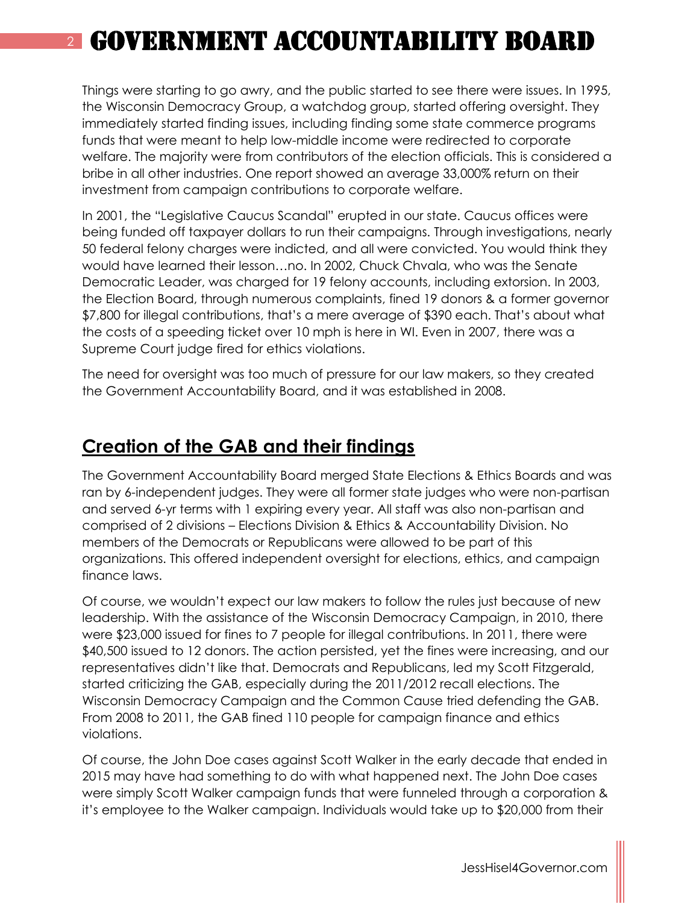Things were starting to go awry, and the public started to see there were issues. In 1995, the Wisconsin Democracy Group, a watchdog group, started offering oversight. They immediately started finding issues, including finding some state commerce programs funds that were meant to help low-middle income were redirected to corporate welfare. The majority were from contributors of the election officials. This is considered a bribe in all other industries. One report showed an average 33,000% return on their investment from campaign contributions to corporate welfare.

In 2001, the "Legislative Caucus Scandal" erupted in our state. Caucus offices were being funded off taxpayer dollars to run their campaigns. Through investigations, nearly 50 federal felony charges were indicted, and all were convicted. You would think they would have learned their lesson…no. In 2002, Chuck Chvala, who was the Senate Democratic Leader, was charged for 19 felony accounts, including extorsion. In 2003, the Election Board, through numerous complaints, fined 19 donors & a former governor $7,800 for illegal contributions, that's a mere average of $390 each. That's about what the costs of a speeding ticket over 10 mph is here in WI. Even in 2007, there was a Supreme Court judge fired for ethics violations.

The need for oversight was too much of pressure for our law makers, so they created the Government Accountability Board, and it was established in 2008.

## Creation of the GAB and their findings

The Government Accountability Board merged State Elections & Ethics Boards and was ran by 6-independent judges. They were all former state judges who were non-partisan and served 6-yr terms with 1 expiring every year. All staff was also non-partisan and comprised of 2 divisions – Elections Division & Ethics & Accountability Division. No members of the Democrats or Republicans were allowed to be part of this organizations. This offered independent oversight for elections, ethics, and campaign finance laws.

Of course, we wouldn't expect our law makers to follow the rules just because of new leadership. With the assistance of the Wisconsin Democracy Campaign, in 2010, there were $23,000 issued for fines to 7 people for illegal contributions. In 2011, there were $40,500 issued to 12 donors. The action persisted, yet the fines were increasing, and our representatives didn't like that. Democrats and Republicans, led my Scott Fitzgerald, started criticizing the GAB, especially during the 2011/2012 recall elections. The Wisconsin Democracy Campaign and the Common Cause tried defending the GAB. From 2008 to 2011, the GAB fined 110 people for campaign finance and ethics violations.

Of course, the John Doe cases against Scott Walker in the early decade that ended in 2015 may have had something to do with what happened next. The John Doe cases were simply Scott Walker campaign funds that were funneled through a corporation & it's employee to the Walker campaign. Individuals would take up to $20,000 from their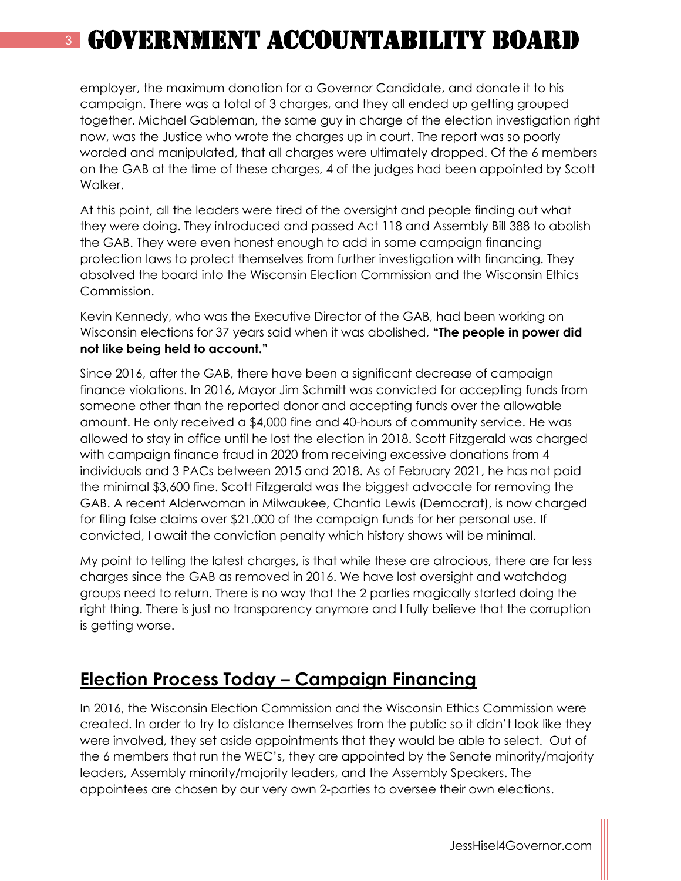employer, the maximum donation for a Governor Candidate, and donate it to his campaign. There was a total of 3 charges, and they all ended up getting grouped together. Michael Gableman, the same guy in charge of the election investigation right now, was the Justice who wrote the charges up in court. The report was so poorly worded and manipulated, that all charges were ultimately dropped. Of the 6 members on the GAB at the time of these charges, 4 of the judges had been appointed by Scott Walker.

At this point, all the leaders were tired of the oversight and people finding out what they were doing. They introduced and passed Act 118 and Assembly Bill 388 to abolish the GAB. They were even honest enough to add in some campaign financing protection laws to protect themselves from further investigation with financing. They absolved the board into the Wisconsin Election Commission and the Wisconsin Ethics Commission.

Kevin Kennedy, who was the Executive Director of the GAB, had been working on Wisconsin elections for 37 years said when it was abolished, **"The people in power did not like being held to account."**

Since 2016, after the GAB, there have been a significant decrease of campaign finance violations. In 2016, Mayor Jim Schmitt was convicted for accepting funds from someone other than the reported donor and accepting funds over the allowable amount. He only received a $4,000 fine and 40-hours of community service. He was allowed to stay in office until he lost the election in 2018. Scott Fitzgerald was charged with campaign finance fraud in 2020 from receiving excessive donations from 4 individuals and 3 PACs between 2015 and 2018. As of February 2021, he has not paid the minimal $3,600 fine. Scott Fitzgerald was the biggest advocate for removing the GAB. A recent Alderwoman in Milwaukee, Chantia Lewis (Democrat), is now charged for filing false claims over $21,000 of the campaign funds for her personal use. If convicted, I await the conviction penalty which history shows will be minimal.

My point to telling the latest charges, is that while these are atrocious, there are far less charges since the GAB as removed in 2016. We have lost oversight and watchdog groups need to return. There is no way that the 2 parties magically started doing the right thing. There is just no transparency anymore and I fully believe that the corruption is getting worse.

## Election Process Today – Campaign Financing

In 2016, the Wisconsin Election Commission and the Wisconsin Ethics Commission were created. In order to try to distance themselves from the public so it didn't look like they were involved, they set aside appointments that they would be able to select. Out of the 6 members that run the WEC's, they are appointed by the Senate minority/majority leaders, Assembly minority/majority leaders, and the Assembly Speakers. The appointees are chosen by our very own 2-parties to oversee their own elections.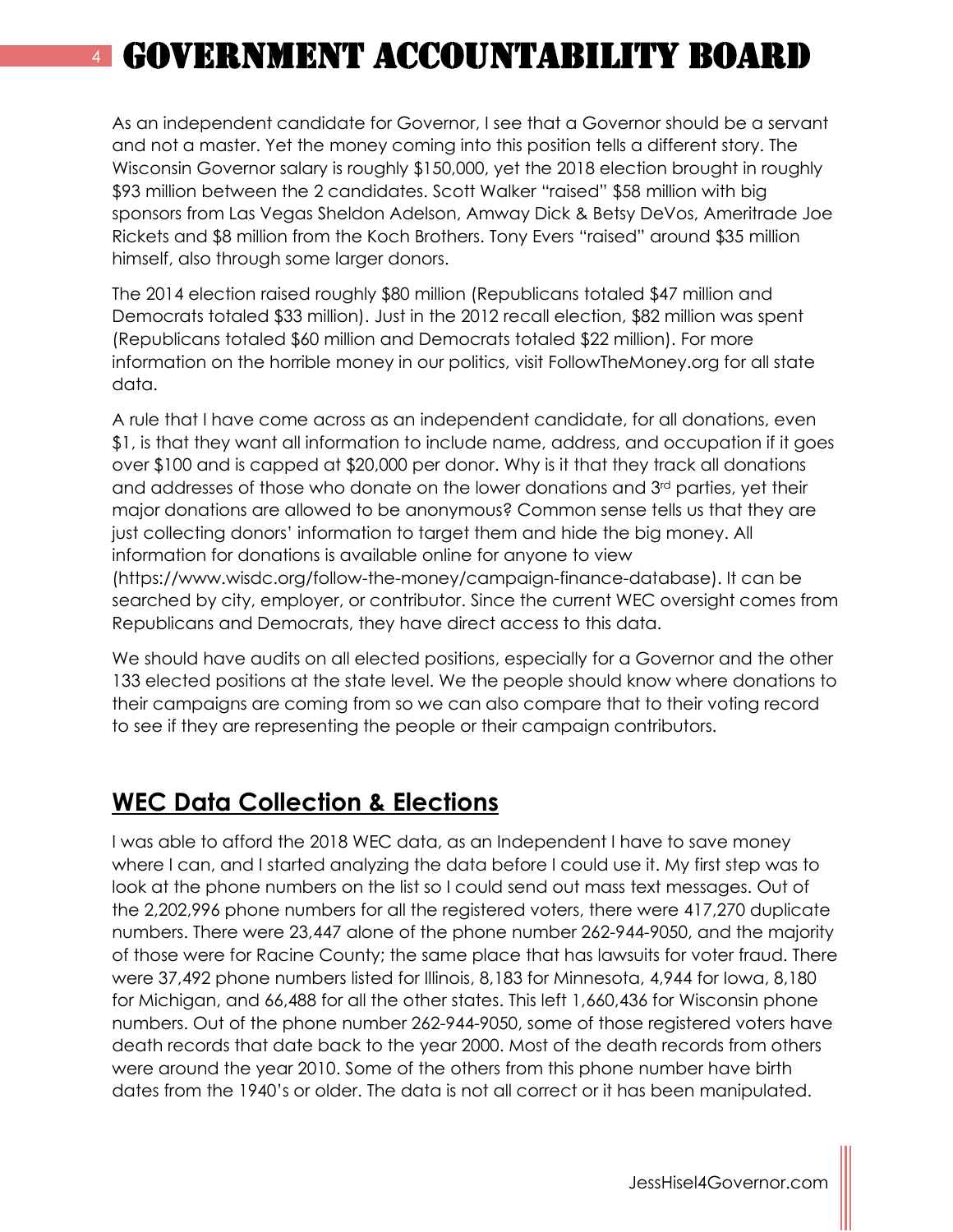# GOVERNMENT ACCOUNTABILITY BOARD

As an independent candidate for Governor, I see that a Governor should be a servant and not a master. Yet the money coming into this position tells a different story. The Wisconsin Governor salary is roughly $150,000, yet the 2018 election brought in roughly $93 million between the 2 candidates. Scott Walker "raised" $58 million with big sponsors from Las Vegas Sheldon Adelson, Amway Dick & Betsy DeVos, Ameritrade Joe Rickets and $8 million from the Koch Brothers. Tony Evers "raised" around $35 million himself, also through some larger donors.

The 2014 election raised roughly $80 million (Republicans totaled $47 million and Democrats totaled $33 million). Just in the 2012 recall election, $82 million was spent (Republicans totaled $60 million and Democrats totaled $22 million). For more information on the horrible money in our politics, visit FollowTheMoney.org for all state data.

A rule that I have come across as an independent candidate, for all donations, even $1, is that they want all information to include name, address, and occupation if it goes over $100 and is capped at $20,000 per donor. Why is it that they track all donations and addresses of those who donate on the lower donations and 3rd parties, yet their major donations are allowed to be anonymous? Common sense tells us that they are just collecting donors' information to target them and hide the big money. All information for donations is available online for anyone to view (https://www.wisdc.org/follow-the-money/campaign-finance-database). It can be searched by city, employer, or contributor. Since the current WEC oversight comes from Republicans and Democrats, they have direct access to this data.

We should have audits on all elected positions, especially for a Governor and the other 133 elected positions at the state level. We the people should know where donations to their campaigns are coming from so we can also compare that to their voting record to see if they are representing the people or their campaign contributors.

## WEC Data Collection & Elections

I was able to afford the 2018 WEC data, as an Independent I have to save money where I can, and I started analyzing the data before I could use it. My first step was to look at the phone numbers on the list so I could send out mass text messages. Out of the 2,202,996 phone numbers for all the registered voters, there were 417,270 duplicate numbers. There were 23,447 alone of the phone number 262-944-9050, and the majority of those were for Racine County; the same place that has lawsuits for voter fraud. There were 37,492 phone numbers listed for Illinois, 8,183 for Minnesota, 4,944 for Iowa, 8,180 for Michigan, and 66,488 for all the other states. This left 1,660,436 for Wisconsin phone numbers. Out of the phone number 262-944-9050, some of those registered voters have death records that date back to the year 2000. Most of the death records from others were around the year 2010. Some of the others from this phone number have birth dates from the 1940's or older. The data is not all correct or it has been manipulated.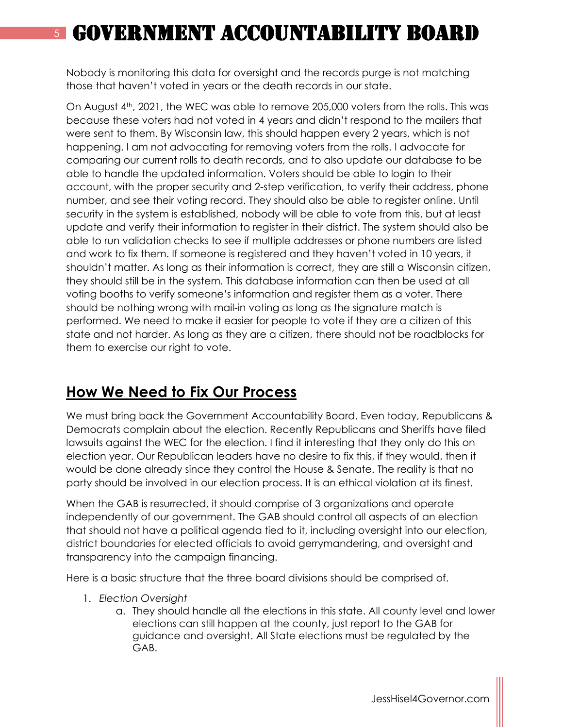Nobody is monitoring this data for oversight and the records purge is not matching those that haven't voted in years or the death records in our state.

On August 4th, 2021, the WEC was able to remove 205,000 voters from the rolls. This was because these voters had not voted in 4 years and didn't respond to the mailers that were sent to them. By Wisconsin law, this should happen every 2 years, which is not happening. I am not advocating for removing voters from the rolls. I advocate for comparing our current rolls to death records, and to also update our database to be able to handle the updated information. Voters should be able to login to their account, with the proper security and 2-step verification, to verify their address, phone number, and see their voting record. They should also be able to register online. Until security in the system is established, nobody will be able to vote from this, but at least update and verify their information to register in their district. The system should also be able to run validation checks to see if multiple addresses or phone numbers are listed and work to fix them. If someone is registered and they haven't voted in 10 years, it shouldn't matter. As long as their information is correct, they are still a Wisconsin citizen, they should still be in the system. This database information can then be used at all voting booths to verify someone's information and register them as a voter. There should be nothing wrong with mail-in voting as long as the signature match is performed. We need to make it easier for people to vote if they are a citizen of this state and not harder. As long as they are a citizen, there should not be roadblocks for them to exercise our right to vote.

## How We Need to Fix Our Process

We must bring back the Government Accountability Board. Even today, Republicans & Democrats complain about the election. Recently Republicans and Sheriffs have filed lawsuits against the WEC for the election. I find it interesting that they only do this on election year. Our Republican leaders have no desire to fix this, if they would, then it would be done already since they control the House & Senate. The reality is that no party should be involved in our election process. It is an ethical violation at its finest.

When the GAB is resurrected, it should comprise of 3 organizations and operate independently of our government. The GAB should control all aspects of an election that should not have a political agenda tied to it, including oversight into our election, district boundaries for elected officials to avoid gerrymandering, and oversight and transparency into the campaign financing.

Here is a basic structure that the three board divisions should be comprised of.

1. *Election Oversight*
    a. They should handle all the elections in this state. All county level and lower elections can still happen at the county, just report to the GAB for guidance and oversight. All State elections must be regulated by the GAB.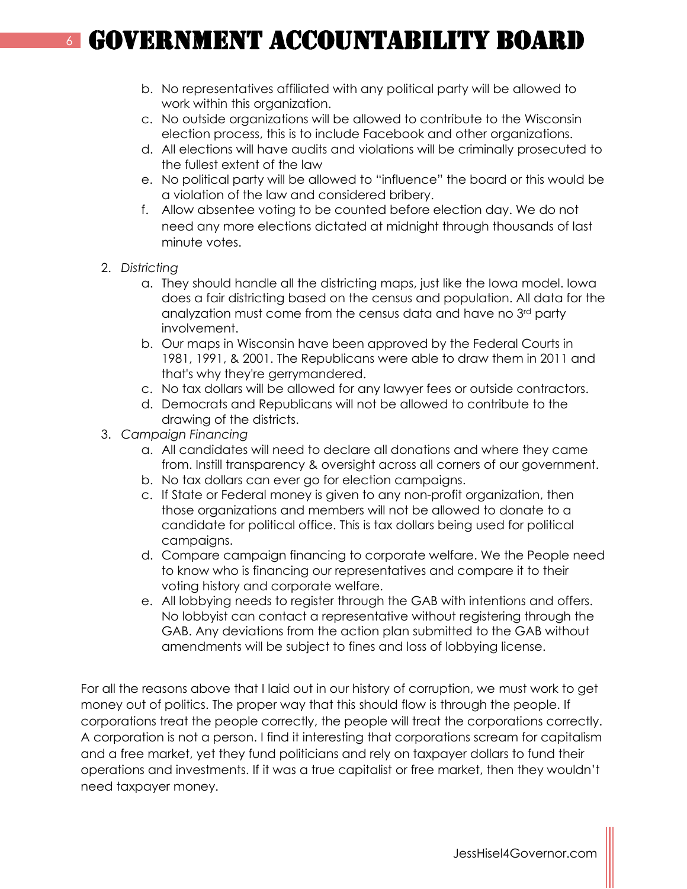# GOVERNMENT ACCOUNTABILITY BOARD

   b. No representatives affiliated with any political party will be allowed to work within this organization.
   c. No outside organizations will be allowed to contribute to the Wisconsin election process, this is to include Facebook and other organizations.
   d. All elections will have audits and violations will be criminally prosecuted to the fullest extent of the law
   e. No political party will be allowed to "influence" the board or this would be a violation of the law and considered bribery.
   f. Allow absentee voting to be counted before election day. We do not need any more elections dictated at midnight through thousands of last minute votes.

2. *Districting*
   a. They should handle all the districting maps, just like the Iowa model. Iowa does a fair districting based on the census and population. All data for the analyzation must come from the census data and have no 3rd party involvement.
   b. Our maps in Wisconsin have been approved by the Federal Courts in 1981, 1991, & 2001. The Republicans were able to draw them in 2011 and that's why they're gerrymandered.
   c. No tax dollars will be allowed for any lawyer fees or outside contractors.
   d. Democrats and Republicans will not be allowed to contribute to the drawing of the districts.
3. *Campaign Financing*
   a. All candidates will need to declare all donations and where they came from. Instill transparency & oversight across all corners of our government.
   b. No tax dollars can ever go for election campaigns.
   c. If State or Federal money is given to any non-profit organization, then those organizations and members will not be allowed to donate to a candidate for political office. This is tax dollars being used for political campaigns.
   d. Compare campaign financing to corporate welfare. We the People need to know who is financing our representatives and compare it to their voting history and corporate welfare.
   e. All lobbying needs to register through the GAB with intentions and offers. No lobbyist can contact a representative without registering through the GAB. Any deviations from the action plan submitted to the GAB without amendments will be subject to fines and loss of lobbying license.

For all the reasons above that I laid out in our history of corruption, we must work to get money out of politics. The proper way that this should flow is through the people. If corporations treat the people correctly, the people will treat the corporations correctly. A corporation is not a person. I find it interesting that corporations scream for capitalism and a free market, yet they fund politicians and rely on taxpayer dollars to fund their operations and investments. If it was a true capitalist or free market, then they wouldn't need taxpayer money.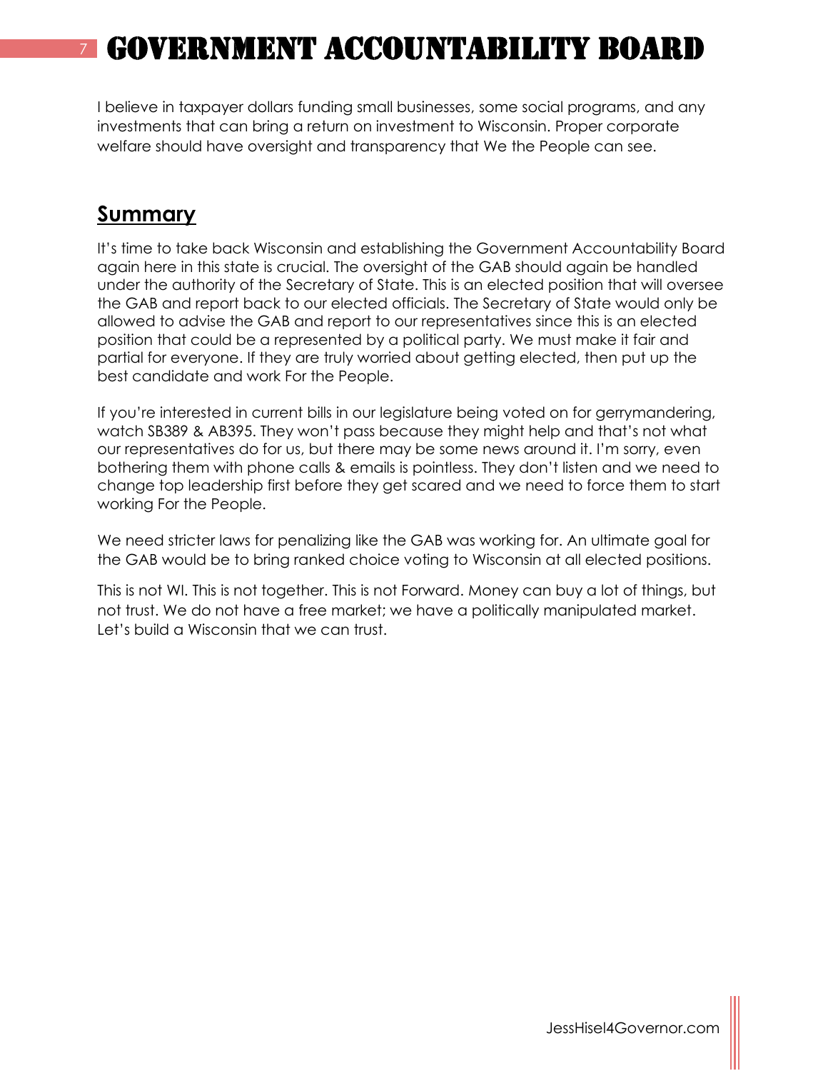I believe in taxpayer dollars funding small businesses, some social programs, and any investments that can bring a return on investment to Wisconsin. Proper corporate welfare should have oversight and transparency that We the People can see.

## Summary

It's time to take back Wisconsin and establishing the Government Accountability Board again here in this state is crucial. The oversight of the GAB should again be handled under the authority of the Secretary of State. This is an elected position that will oversee the GAB and report back to our elected officials. The Secretary of State would only be allowed to advise the GAB and report to our representatives since this is an elected position that could be a represented by a political party. We must make it fair and partial for everyone. If they are truly worried about getting elected, then put up the best candidate and work For the People.

If you're interested in current bills in our legislature being voted on for gerrymandering, watch SB389 & AB395. They won't pass because they might help and that's not what our representatives do for us, but there may be some news around it. I'm sorry, even bothering them with phone calls & emails is pointless. They don't listen and we need to change top leadership first before they get scared and we need to force them to start working For the People.

We need stricter laws for penalizing like the GAB was working for. An ultimate goal for the GAB would be to bring ranked choice voting to Wisconsin at all elected positions.

This is not WI. This is not together. This is not Forward. Money can buy a lot of things, but not trust. We do not have a free market; we have a politically manipulated market. Let's build a Wisconsin that we can trust.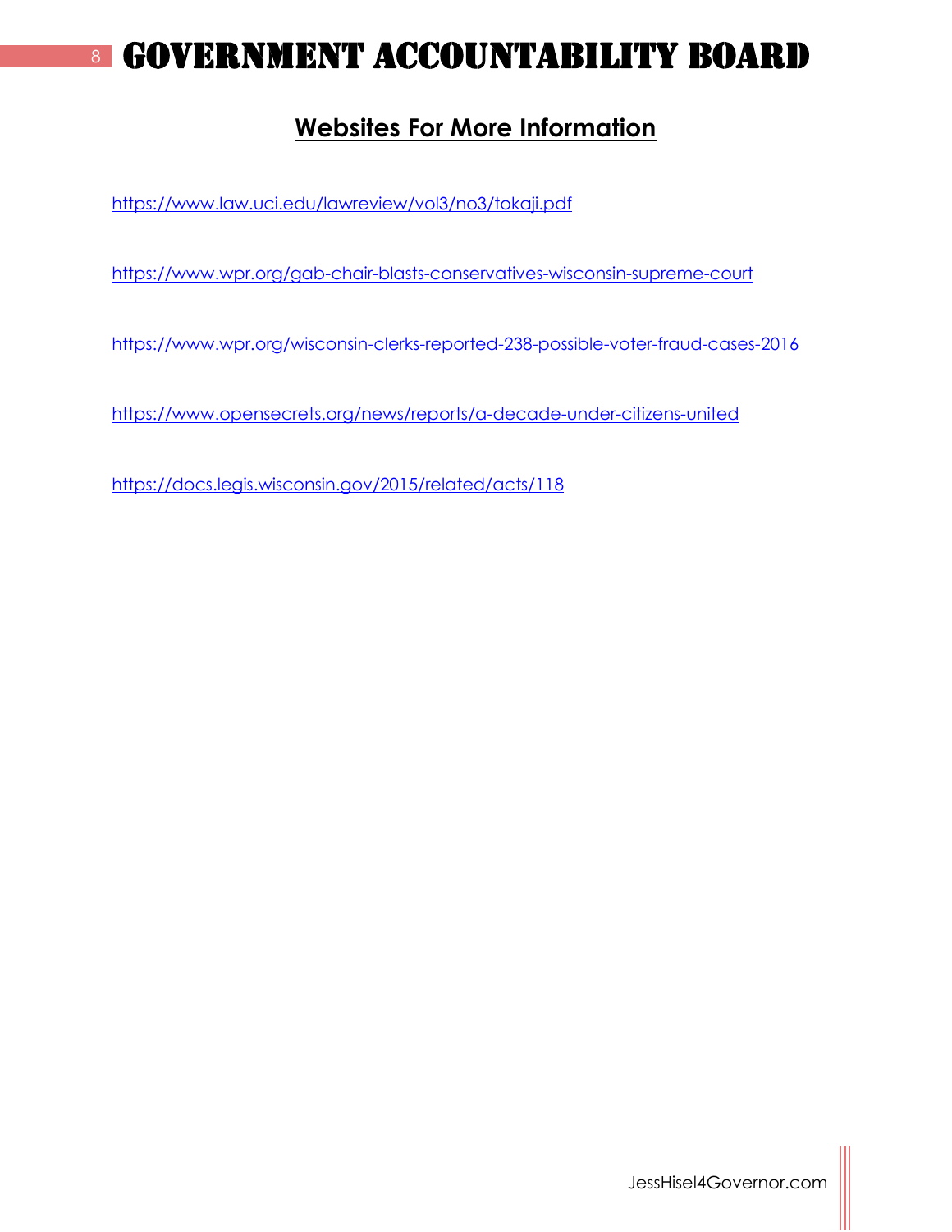## Websites For More Information

https://www.law.uci.edu/lawreview/vol3/no3/tokaji.pdf

https://www.wpr.org/gab-chair-blasts-conservatives-wisconsin-supreme-court

https://www.wpr.org/wisconsin-clerks-reported-238-possible-voter-fraud-cases-2016

https://www.opensecrets.org/news/reports/a-decade-under-citizens-united

https://docs.legis.wisconsin.gov/2015/related/acts/118